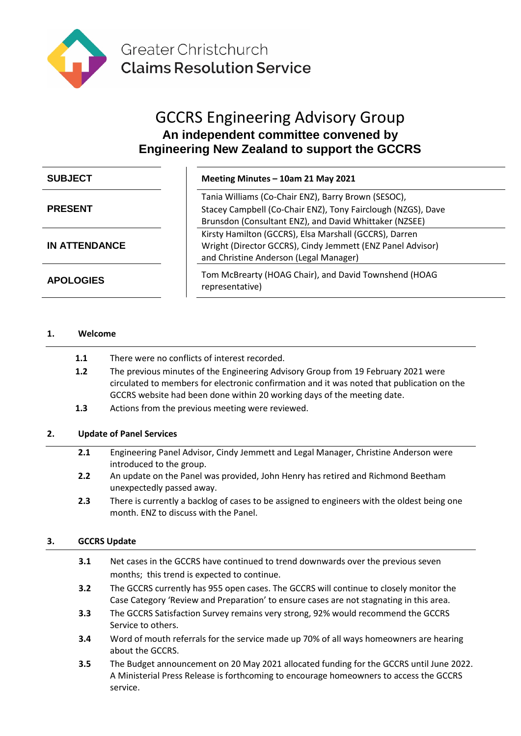Greater Christchurch
**Claims Resolution Service**

# GCCRS Engineering Advisory Group

## An independent committee convened by Engineering New Zealand to support the GCCRS

| | |
|---|---|
| **SUBJECT** | **Meeting Minutes – 10am 21 May 2021** |
| **PRESENT** | Tania Williams (Co-Chair ENZ), Barry Brown (SESOC), Stacey Campbell (Co-Chair ENZ), Tony Fairclough (NZGS), Dave Brunsdon (Consultant ENZ), and David Whittaker (NZSEE) |
| **IN ATTENDANCE** | Kirsty Hamilton (GCCRS), Elsa Marshall (GCCRS), Darren Wright (Director GCCRS), Cindy Jemmett (ENZ Panel Advisor) and Christine Anderson (Legal Manager) |
| **APOLOGIES** | Tom McBrearty (HOAG Chair), and David Townshend (HOAG representative) |

### 1. Welcome

**1.1** There were no conflicts of interest recorded.

**1.2** The previous minutes of the Engineering Advisory Group from 19 February 2021 were circulated to members for electronic confirmation and it was noted that publication on the GCCRS website had been done within 20 working days of the meeting date.

**1.3** Actions from the previous meeting were reviewed.

### 2. Update of Panel Services

**2.1** Engineering Panel Advisor, Cindy Jemmett and Legal Manager, Christine Anderson were introduced to the group.

**2.2** An update on the Panel was provided, John Henry has retired and Richmond Beetham unexpectedly passed away.

**2.3** There is currently a backlog of cases to be assigned to engineers with the oldest being one month. ENZ to discuss with the Panel.

### 3. GCCRS Update

**3.1** Net cases in the GCCRS have continued to trend downwards over the previous seven months; this trend is expected to continue.

**3.2** The GCCRS currently has 955 open cases. The GCCRS will continue to closely monitor the Case Category 'Review and Preparation' to ensure cases are not stagnating in this area.

**3.3** The GCCRS Satisfaction Survey remains very strong, 92% would recommend the GCCRS Service to others.

**3.4** Word of mouth referrals for the service made up 70% of all ways homeowners are hearing about the GCCRS.

**3.5** The Budget announcement on 20 May 2021 allocated funding for the GCCRS until June 2022. A Ministerial Press Release is forthcoming to encourage homeowners to access the GCCRS service.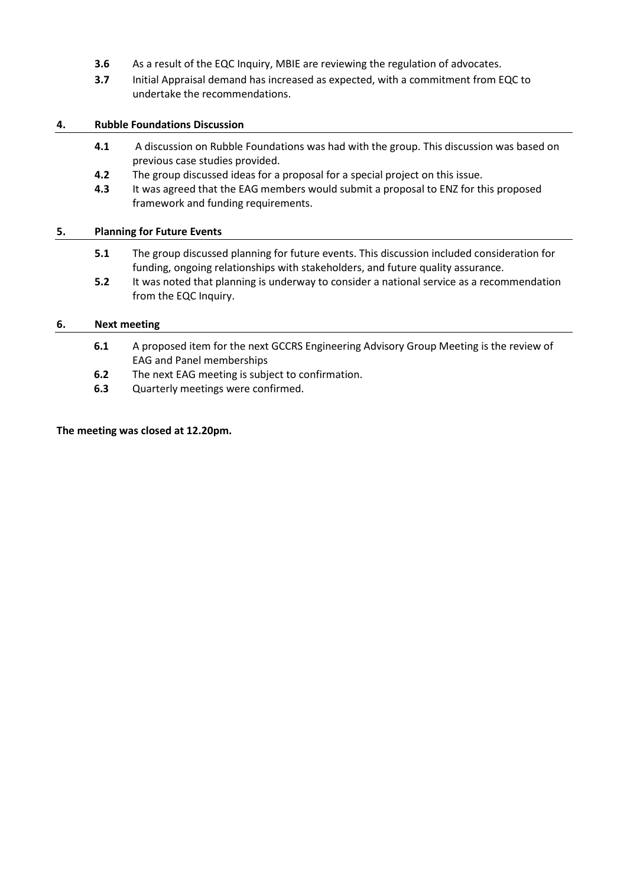**3.6** As a result of the EQC Inquiry, MBIE are reviewing the regulation of advocates.

**3.7** Initial Appraisal demand has increased as expected, with a commitment from EQC to undertake the recommendations.

## 4. Rubble Foundations Discussion

**4.1** A discussion on Rubble Foundations was had with the group. This discussion was based on previous case studies provided.

**4.2** The group discussed ideas for a proposal for a special project on this issue.

**4.3** It was agreed that the EAG members would submit a proposal to ENZ for this proposed framework and funding requirements.

## 5. Planning for Future Events

**5.1** The group discussed planning for future events. This discussion included consideration for funding, ongoing relationships with stakeholders, and future quality assurance.

**5.2** It was noted that planning is underway to consider a national service as a recommendation from the EQC Inquiry.

## 6. Next meeting

**6.1** A proposed item for the next GCCRS Engineering Advisory Group Meeting is the review of EAG and Panel memberships

**6.2** The next EAG meeting is subject to confirmation.

**6.3** Quarterly meetings were confirmed.

**The meeting was closed at 12.20pm.**